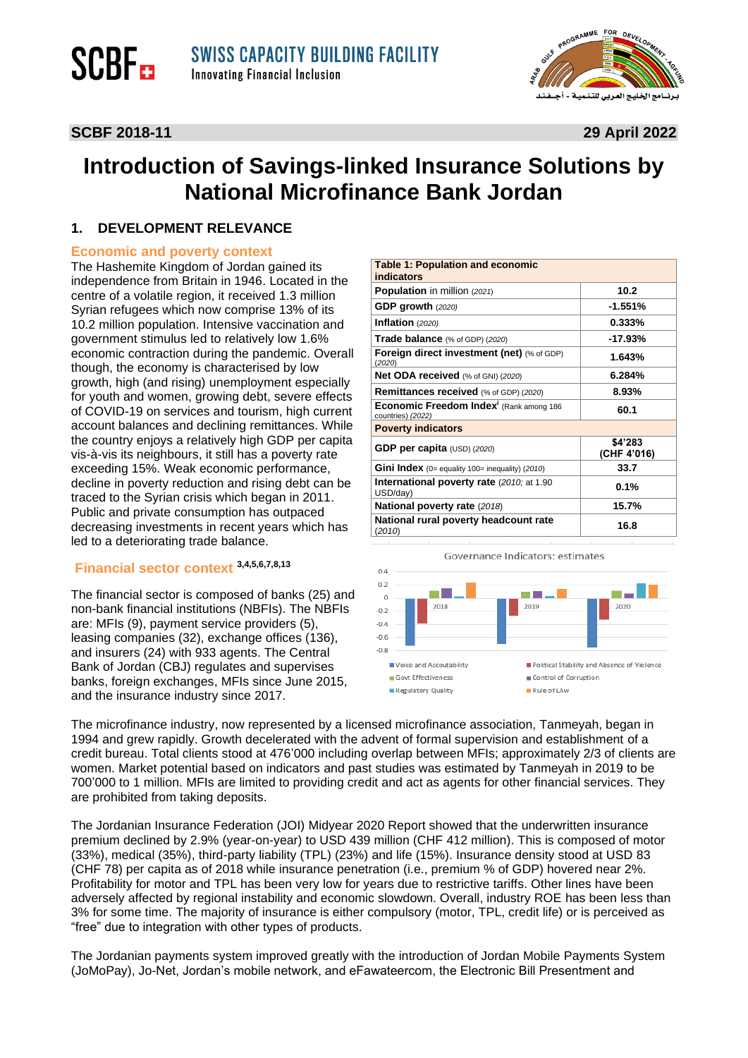SCBF Swiss Capacity Building Facility — Innovating Financial Inclusion

**SCBF 2018-11** **29 April 2022**

# Introduction of Savings-linked Insurance Solutions by National Microfinance Bank Jordan

## 1. DEVELOPMENT RELEVANCE

### Economic and poverty context

The Hashemite Kingdom of Jordan gained its independence from Britain in 1946. Located in the centre of a volatile region, it received 1.3 million Syrian refugees which now comprise 13% of its 10.2 million population. Intensive vaccination and government stimulus led to relatively low 1.6% economic contraction during the pandemic. Overall though, the economy is characterised by low growth, high (and rising) unemployment especially for youth and women, growing debt, severe effects of COVID-19 on services and tourism, high current account balances and declining remittances. While the country enjoys a relatively high GDP per capita vis-à-vis its neighbours, it still has a poverty rate exceeding 15%. Weak economic performance, decline in poverty reduction and rising debt can be traced to the Syrian crisis which began in 2011. Public and private consumption has outpaced decreasing investments in recent years which has led to a deteriorating trade balance.

| Table 1: Population and economic indicators | |
|---|---|
| **Population** in million *(2021)* | **10.2** |
| **GDP growth** *(2020)* | **-1.551%** |
| **Inflation** *(2020)* | **0.333%** |
| **Trade balance** (% of GDP) *(2020)* | **-17.93%** |
| **Foreign direct investment (net)** (% of GDP) *(2020)* | **1.643%** |
| **Net ODA received** (% of GNI) *(2020)* | **6.284%** |
| **Remittances received** (% of GDP) *(2020)* | **8.93%** |
| **Economic Freedom Index**[i] (Rank among 186 countries) *(2022)* | **60.1** |
| **Poverty indicators** | |
| **GDP per capita** (USD) *(2020)* | **$4'283 (CHF 4'016)** |
| **Gini Index** (0= equality 100= inequality) *(2010)* | **33.7** |
| **International poverty rate** *(2010;* at 1.90 USD/day) | **0.1%** |
| **National poverty rate** *(2018)* | **15.7%** |
| **National rural poverty headcount rate** *(2010)* | **16.8** |

Governance Indicators: estimates

### Financial sector context [3,4,5,6,7,8,13]

The financial sector is composed of banks (25) and non-bank financial institutions (NBFIs). The NBFIs are: MFIs (9), payment service providers (5), leasing companies (32), exchange offices (136), and insurers (24) with 933 agents. The Central Bank of Jordan (CBJ) regulates and supervises banks, foreign exchanges, MFIs since June 2015, and the insurance industry since 2017.

The microfinance industry, now represented by a licensed microfinance association, Tanmeyah, began in 1994 and grew rapidly. Growth decelerated with the advent of formal supervision and establishment of a credit bureau. Total clients stood at 476'000 including overlap between MFIs; approximately 2/3 of clients are women. Market potential based on indicators and past studies was estimated by Tanmeyah in 2019 to be 700'000 to 1 million. MFIs are limited to providing credit and act as agents for other financial services. They are prohibited from taking deposits.

The Jordanian Insurance Federation (JOI) Midyear 2020 Report showed that the underwritten insurance premium declined by 2.9% (year-on-year) to USD 439 million (CHF 412 million). This is composed of motor (33%), medical (35%), third-party liability (TPL) (23%) and life (15%). Insurance density stood at USD 83 (CHF 78) per capita as of 2018 while insurance penetration (i.e., premium % of GDP) hovered near 2%. Profitability for motor and TPL has been very low for years due to restrictive tariffs. Other lines have been adversely affected by regional instability and economic slowdown. Overall, industry ROE has been less than 3% for some time. The majority of insurance is either compulsory (motor, TPL, credit life) or is perceived as "free" due to integration with other types of products.

The Jordanian payments system improved greatly with the introduction of Jordan Mobile Payments System (JoMoPay), Jo-Net, Jordan's mobile network, and eFawateercom, the Electronic Bill Presentment and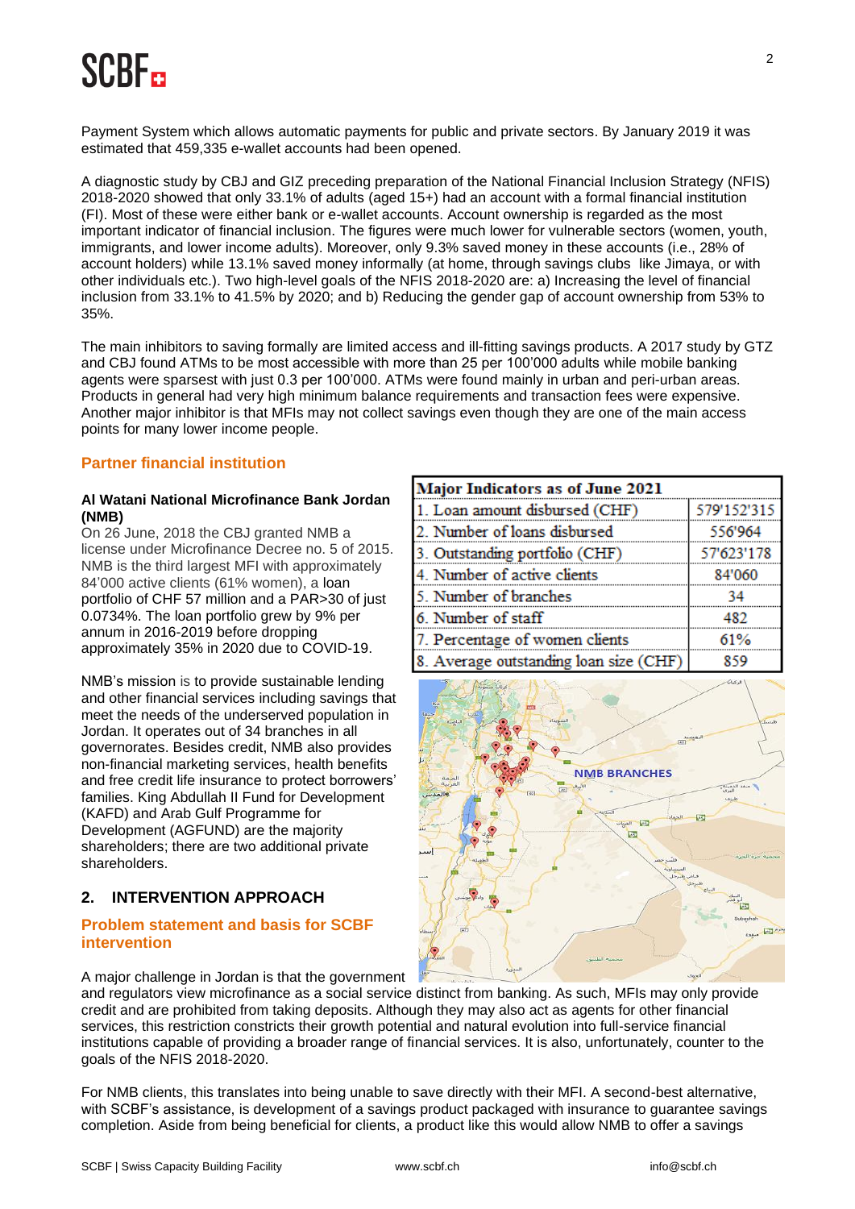Payment System which allows automatic payments for public and private sectors. By January 2019 it was estimated that 459,335 e-wallet accounts had been opened.

A diagnostic study by CBJ and GIZ preceding preparation of the National Financial Inclusion Strategy (NFIS) 2018-2020 showed that only 33.1% of adults (aged 15+) had an account with a formal financial institution (FI). Most of these were either bank or e-wallet accounts. Account ownership is regarded as the most important indicator of financial inclusion. The figures were much lower for vulnerable sectors (women, youth, immigrants, and lower income adults). Moreover, only 9.3% saved money in these accounts (i.e., 28% of account holders) while 13.1% saved money informally (at home, through savings clubs like Jimaya, or with other individuals etc.). Two high-level goals of the NFIS 2018-2020 are: a) Increasing the level of financial inclusion from 33.1% to 41.5% by 2020; and b) Reducing the gender gap of account ownership from 53% to 35%.

The main inhibitors to saving formally are limited access and ill-fitting savings products. A 2017 study by GTZ and CBJ found ATMs to be most accessible with more than 25 per 100'000 adults while mobile banking agents were sparsest with just 0.3 per 100'000. ATMs were found mainly in urban and peri-urban areas. Products in general had very high minimum balance requirements and transaction fees were expensive. Another major inhibitor is that MFIs may not collect savings even though they are one of the main access points for many lower income people.

### Partner financial institution

**Al Watani National Microfinance Bank Jordan (NMB)**

On 26 June, 2018 the CBJ granted NMB a license under Microfinance Decree no. 5 of 2015. NMB is the third largest MFI with approximately 84'000 active clients (61% women), a loan portfolio of CHF 57 million and a PAR>30 of just 0.0734%. The loan portfolio grew by 9% per annum in 2016-2019 before dropping approximately 35% in 2020 due to COVID-19.

NMB's mission is to provide sustainable lending and other financial services including savings that meet the needs of the underserved population in Jordan. It operates out of 34 branches in all governorates. Besides credit, NMB also provides non-financial marketing services, health benefits and free credit life insurance to protect borrowers' families. King Abdullah II Fund for Development (KAFD) and Arab Gulf Programme for Development (AGFUND) are the majority shareholders; there are two additional private shareholders.

| Major Indicators as of June 2021 | |
|---|---|
| 1. Loan amount disbursed (CHF) | 579'152'315 |
| 2. Number of loans disbursed | 556'964 |
| 3. Outstanding portfolio (CHF) | 57'623'178 |
| 4. Number of active clients | 84'060 |
| 5. Number of branches | 34 |
| 6. Number of staff | 482 |
| 7. Percentage of women clients | 61% |
| 8. Average outstanding loan size (CHF) | 859 |

NMB BRANCHES

## 2. INTERVENTION APPROACH

### Problem statement and basis for SCBF intervention

A major challenge in Jordan is that the government and regulators view microfinance as a social service distinct from banking. As such, MFIs may only provide credit and are prohibited from taking deposits. Although they may also act as agents for other financial services, this restriction constricts their growth potential and natural evolution into full-service financial institutions capable of providing a broader range of financial services. It is also, unfortunately, counter to the goals of the NFIS 2018-2020.

For NMB clients, this translates into being unable to save directly with their MFI. A second-best alternative, with SCBF's assistance, is development of a savings product packaged with insurance to guarantee savings completion. Aside from being beneficial for clients, a product like this would allow NMB to offer a savings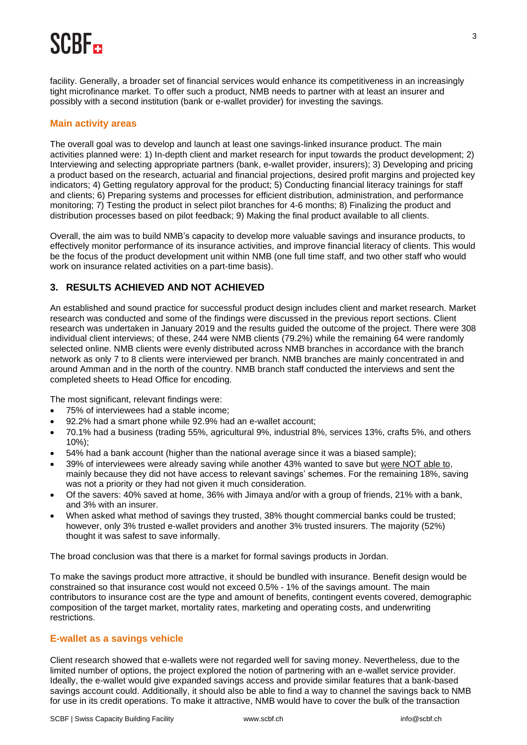facility. Generally, a broader set of financial services would enhance its competitiveness in an increasingly tight microfinance market. To offer such a product, NMB needs to partner with at least an insurer and possibly with a second institution (bank or e-wallet provider) for investing the savings.

### Main activity areas

The overall goal was to develop and launch at least one savings-linked insurance product. The main activities planned were: 1) In-depth client and market research for input towards the product development; 2) Interviewing and selecting appropriate partners (bank, e-wallet provider, insurers); 3) Developing and pricing a product based on the research, actuarial and financial projections, desired profit margins and projected key indicators; 4) Getting regulatory approval for the product; 5) Conducting financial literacy trainings for staff and clients; 6) Preparing systems and processes for efficient distribution, administration, and performance monitoring; 7) Testing the product in select pilot branches for 4-6 months; 8) Finalizing the product and distribution processes based on pilot feedback; 9) Making the final product available to all clients.

Overall, the aim was to build NMB's capacity to develop more valuable savings and insurance products, to effectively monitor performance of its insurance activities, and improve financial literacy of clients. This would be the focus of the product development unit within NMB (one full time staff, and two other staff who would work on insurance related activities on a part-time basis).

## 3. RESULTS ACHIEVED AND NOT ACHIEVED

An established and sound practice for successful product design includes client and market research. Market research was conducted and some of the findings were discussed in the previous report sections. Client research was undertaken in January 2019 and the results guided the outcome of the project. There were 308 individual client interviews; of these, 244 were NMB clients (79.2%) while the remaining 64 were randomly selected online. NMB clients were evenly distributed across NMB branches in accordance with the branch network as only 7 to 8 clients were interviewed per branch. NMB branches are mainly concentrated in and around Amman and in the north of the country. NMB branch staff conducted the interviews and sent the completed sheets to Head Office for encoding.

The most significant, relevant findings were:

- 75% of interviewees had a stable income;
- 92.2% had a smart phone while 92.9% had an e-wallet account;
- 70.1% had a business (trading 55%, agricultural 9%, industrial 8%, services 13%, crafts 5%, and others 10%);
- 54% had a bank account (higher than the national average since it was a biased sample);
- 39% of interviewees were already saving while another 43% wanted to save but were NOT able to, mainly because they did not have access to relevant savings' schemes. For the remaining 18%, saving was not a priority or they had not given it much consideration.
- Of the savers: 40% saved at home, 36% with Jimaya and/or with a group of friends, 21% with a bank, and 3% with an insurer.
- When asked what method of savings they trusted, 38% thought commercial banks could be trusted; however, only 3% trusted e-wallet providers and another 3% trusted insurers. The majority (52%) thought it was safest to save informally.

The broad conclusion was that there is a market for formal savings products in Jordan.

To make the savings product more attractive, it should be bundled with insurance. Benefit design would be constrained so that insurance cost would not exceed 0.5% - 1% of the savings amount. The main contributors to insurance cost are the type and amount of benefits, contingent events covered, demographic composition of the target market, mortality rates, marketing and operating costs, and underwriting restrictions.

### E-wallet as a savings vehicle

Client research showed that e-wallets were not regarded well for saving money. Nevertheless, due to the limited number of options, the project explored the notion of partnering with an e-wallet service provider. Ideally, the e-wallet would give expanded savings access and provide similar features that a bank-based savings account could. Additionally, it should also be able to find a way to channel the savings back to NMB for use in its credit operations. To make it attractive, NMB would have to cover the bulk of the transaction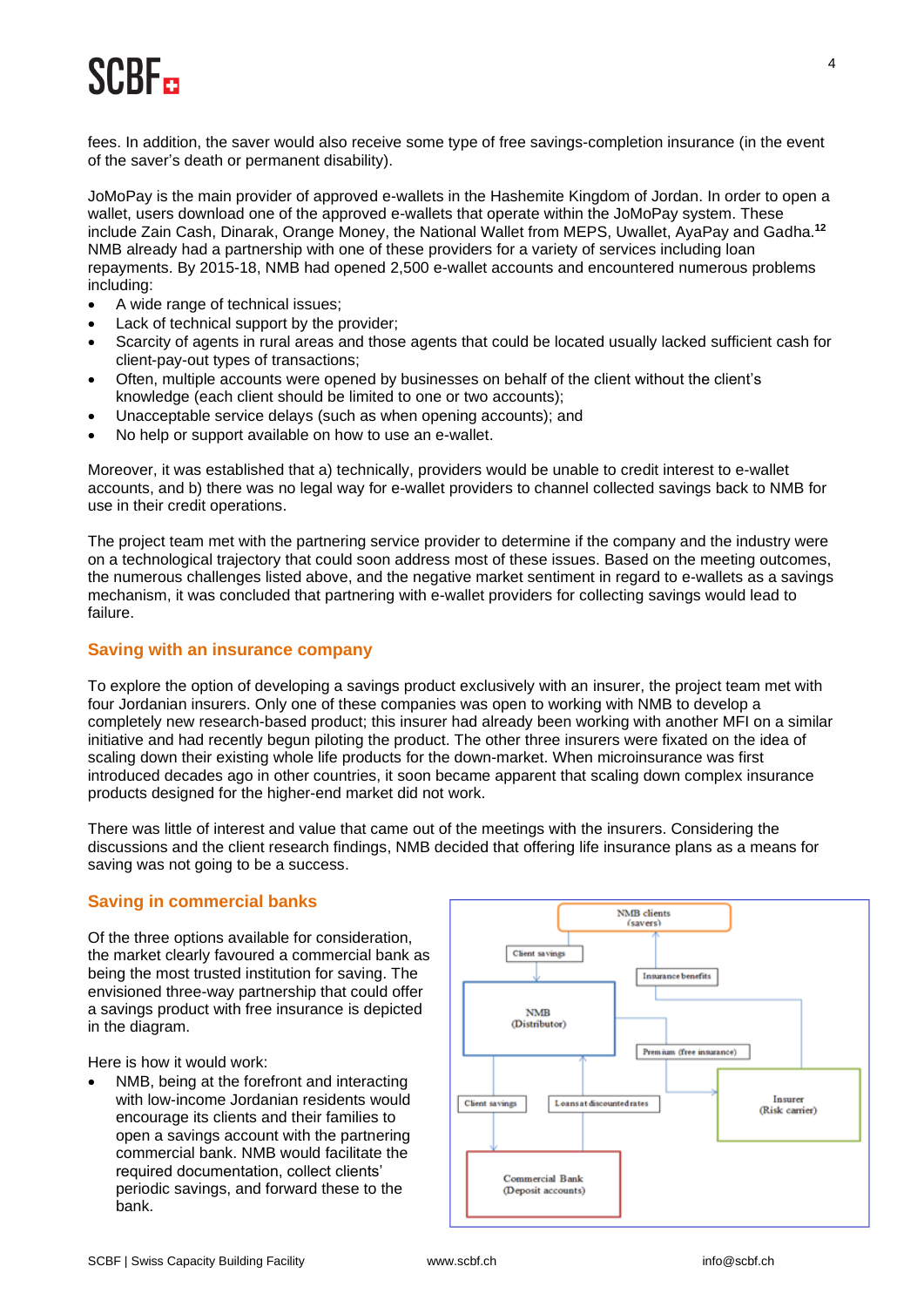fees. In addition, the saver would also receive some type of free savings-completion insurance (in the event of the saver's death or permanent disability).

JoMoPay is the main provider of approved e-wallets in the Hashemite Kingdom of Jordan. In order to open a wallet, users download one of the approved e-wallets that operate within the JoMoPay system. These include Zain Cash, Dinarak, Orange Money, the National Wallet from MEPS, Uwallet, AyaPay and Gadha.[12] NMB already had a partnership with one of these providers for a variety of services including loan repayments. By 2015-18, NMB had opened 2,500 e-wallet accounts and encountered numerous problems including:

- A wide range of technical issues;
- Lack of technical support by the provider;
- Scarcity of agents in rural areas and those agents that could be located usually lacked sufficient cash for client-pay-out types of transactions;
- Often, multiple accounts were opened by businesses on behalf of the client without the client's knowledge (each client should be limited to one or two accounts);
- Unacceptable service delays (such as when opening accounts); and
- No help or support available on how to use an e-wallet.

Moreover, it was established that a) technically, providers would be unable to credit interest to e-wallet accounts, and b) there was no legal way for e-wallet providers to channel collected savings back to NMB for use in their credit operations.

The project team met with the partnering service provider to determine if the company and the industry were on a technological trajectory that could soon address most of these issues. Based on the meeting outcomes, the numerous challenges listed above, and the negative market sentiment in regard to e-wallets as a savings mechanism, it was concluded that partnering with e-wallet providers for collecting savings would lead to failure.

## Saving with an insurance company

To explore the option of developing a savings product exclusively with an insurer, the project team met with four Jordanian insurers. Only one of these companies was open to working with NMB to develop a completely new research-based product; this insurer had already been working with another MFI on a similar initiative and had recently begun piloting the product. The other three insurers were fixated on the idea of scaling down their existing whole life products for the down-market. When microinsurance was first introduced decades ago in other countries, it soon became apparent that scaling down complex insurance products designed for the higher-end market did not work.

There was little of interest and value that came out of the meetings with the insurers. Considering the discussions and the client research findings, NMB decided that offering life insurance plans as a means for saving was not going to be a success.

## Saving in commercial banks

Of the three options available for consideration, the market clearly favoured a commercial bank as being the most trusted institution for saving. The envisioned three-way partnership that could offer a savings product with free insurance is depicted in the diagram.

Here is how it would work:

- NMB, being at the forefront and interacting with low-income Jordanian residents would encourage its clients and their families to open a savings account with the partnering commercial bank. NMB would facilitate the required documentation, collect clients' periodic savings, and forward these to the bank.

NMB clients (savers)
Client savings
Insurance benefits
NMB (Distributor)
Premium (free insurance)
Client savings
Loans at discounted rates
Insurer (Risk carrier)
Commercial Bank (Deposit accounts)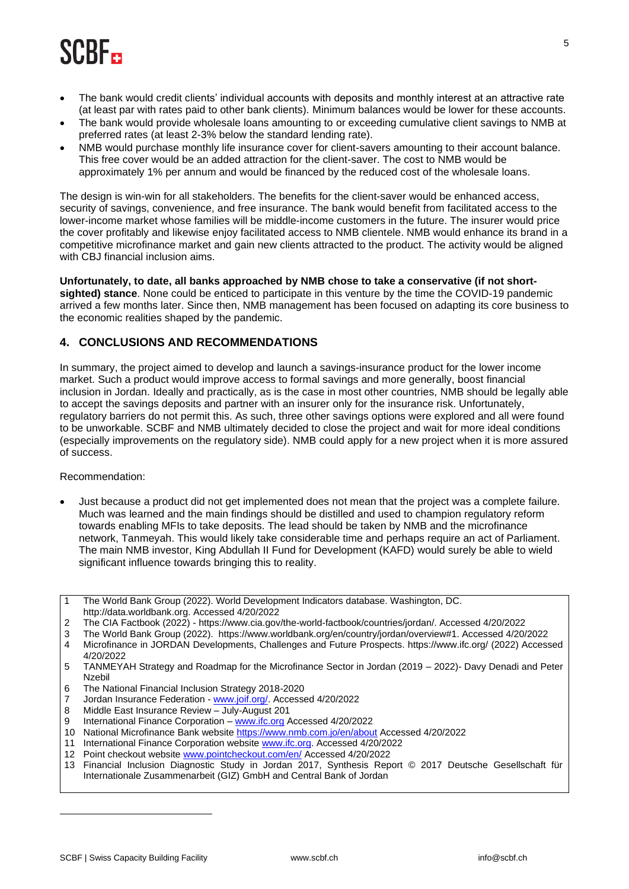- The bank would credit clients' individual accounts with deposits and monthly interest at an attractive rate (at least par with rates paid to other bank clients). Minimum balances would be lower for these accounts.
- The bank would provide wholesale loans amounting to or exceeding cumulative client savings to NMB at preferred rates (at least 2-3% below the standard lending rate).
- NMB would purchase monthly life insurance cover for client-savers amounting to their account balance. This free cover would be an added attraction for the client-saver. The cost to NMB would be approximately 1% per annum and would be financed by the reduced cost of the wholesale loans.

The design is win-win for all stakeholders. The benefits for the client-saver would be enhanced access, security of savings, convenience, and free insurance. The bank would benefit from facilitated access to the lower-income market whose families will be middle-income customers in the future. The insurer would price the cover profitably and likewise enjoy facilitated access to NMB clientele. NMB would enhance its brand in a competitive microfinance market and gain new clients attracted to the product. The activity would be aligned with CBJ financial inclusion aims.

**Unfortunately, to date, all banks approached by NMB chose to take a conservative (if not short-sighted) stance**. None could be enticed to participate in this venture by the time the COVID-19 pandemic arrived a few months later. Since then, NMB management has been focused on adapting its core business to the economic realities shaped by the pandemic.

## 4. CONCLUSIONS AND RECOMMENDATIONS

In summary, the project aimed to develop and launch a savings-insurance product for the lower income market. Such a product would improve access to formal savings and more generally, boost financial inclusion in Jordan. Ideally and practically, as is the case in most other countries, NMB should be legally able to accept the savings deposits and partner with an insurer only for the insurance risk. Unfortunately, regulatory barriers do not permit this. As such, three other savings options were explored and all were found to be unworkable. SCBF and NMB ultimately decided to close the project and wait for more ideal conditions (especially improvements on the regulatory side). NMB could apply for a new project when it is more assured of success.

Recommendation:

- Just because a product did not get implemented does not mean that the project was a complete failure. Much was learned and the main findings should be distilled and used to champion regulatory reform towards enabling MFIs to take deposits. The lead should be taken by NMB and the microfinance network, Tanmeyah. This would likely take considerable time and perhaps require an act of Parliament. The main NMB investor, King Abdullah II Fund for Development (KAFD) would surely be able to wield significant influence towards bringing this to reality.

1 The World Bank Group (2022). World Development Indicators database. Washington, DC. http://data.worldbank.org. Accessed 4/20/2022
2 The CIA Factbook (2022) - https://www.cia.gov/the-world-factbook/countries/jordan/. Accessed 4/20/2022
3 The World Bank Group (2022). https://www.worldbank.org/en/country/jordan/overview#1. Accessed 4/20/2022
4 Microfinance in JORDAN Developments, Challenges and Future Prospects. https://www.ifc.org/ (2022) Accessed 4/20/2022
5 TANMEYAH Strategy and Roadmap for the Microfinance Sector in Jordan (2019 – 2022)- Davy Denadi and Peter Nzebil
6 The National Financial Inclusion Strategy 2018-2020
7 Jordan Insurance Federation - www.joif.org/. Accessed 4/20/2022
8 Middle East Insurance Review – July-August 201
9 International Finance Corporation – www.ifc.org Accessed 4/20/2022
10 National Microfinance Bank website https://www.nmb.com.jo/en/about Accessed 4/20/2022
11 International Finance Corporation website www.ifc.org. Accessed 4/20/2022
12 Point checkout website www.pointcheckout.com/en/ Accessed 4/20/2022
13 Financial Inclusion Diagnostic Study in Jordan 2017, Synthesis Report © 2017 Deutsche Gesellschaft für Internationale Zusammenarbeit (GIZ) GmbH and Central Bank of Jordan